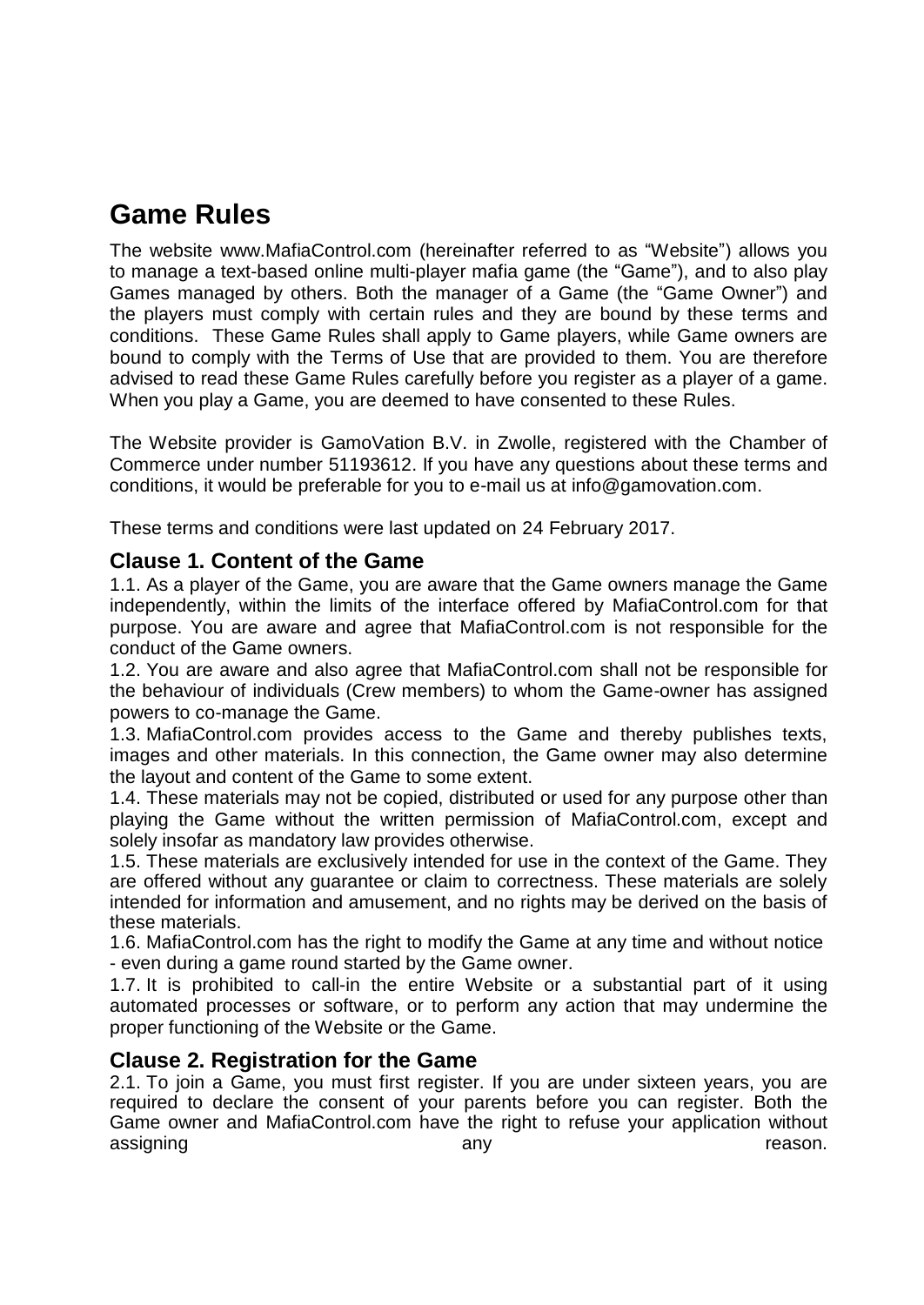# Game Rules

The website www.MafiaControl.com (hereinafter referred to as "Website") allows you to manage a text-based online multi-player mafia game (the "Game"), and to also play Games managed by others. Both the manager of a Game (the "Game Owner") and the players must comply with certain rules and they are bound by these terms and conditions. These Game Rules shall apply to Game players, while Game owners are bound to comply with the Terms of Use that are provided to them. You are therefore advised to read these Game Rules carefully before you register as a player of a game. When you play a Game, you are deemed to have consented to these Rules.

The Website provider is GamoVation B.V. in Zwolle, registered with the Chamber of Commerce under number 51193612. If you have any questions about these terms and conditions, it would be preferable for you to e-mail us at info@gamovation.com.

These terms and conditions were last updated on 24 February 2017.

## Clause 1. Content of the Game

1.1. As a player of the Game, you are aware that the Game owners manage the Game independently, within the limits of the interface offered by MafiaControl.com for that purpose. You are aware and agree that MafiaControl.com is not responsible for the conduct of the Game owners.

1.2. You are aware and also agree that MafiaControl.com shall not be responsible for the behaviour of individuals (Crew members) to whom the Game-owner has assigned powers to co-manage the Game.

1.3. MafiaControl.com provides access to the Game and thereby publishes texts, images and other materials. In this connection, the Game owner may also determine the layout and content of the Game to some extent.

1.4. These materials may not be copied, distributed or used for any purpose other than playing the Game without the written permission of MafiaControl.com, except and solely insofar as mandatory law provides otherwise.

1.5. These materials are exclusively intended for use in the context of the Game. They are offered without any guarantee or claim to correctness. These materials are solely intended for information and amusement, and no rights may be derived on the basis of these materials.

1.6. MafiaControl.com has the right to modify the Game at any time and without notice - even during a game round started by the Game owner.

1.7. It is prohibited to call-in the entire Website or a substantial part of it using automated processes or software, or to perform any action that may undermine the proper functioning of the Website or the Game.

## Clause 2. Registration for the Game

2.1. To join a Game, you must first register. If you are under sixteen years, you are required to declare the consent of your parents before you can register. Both the Game owner and MafiaControl.com have the right to refuse your application without assigning any reason.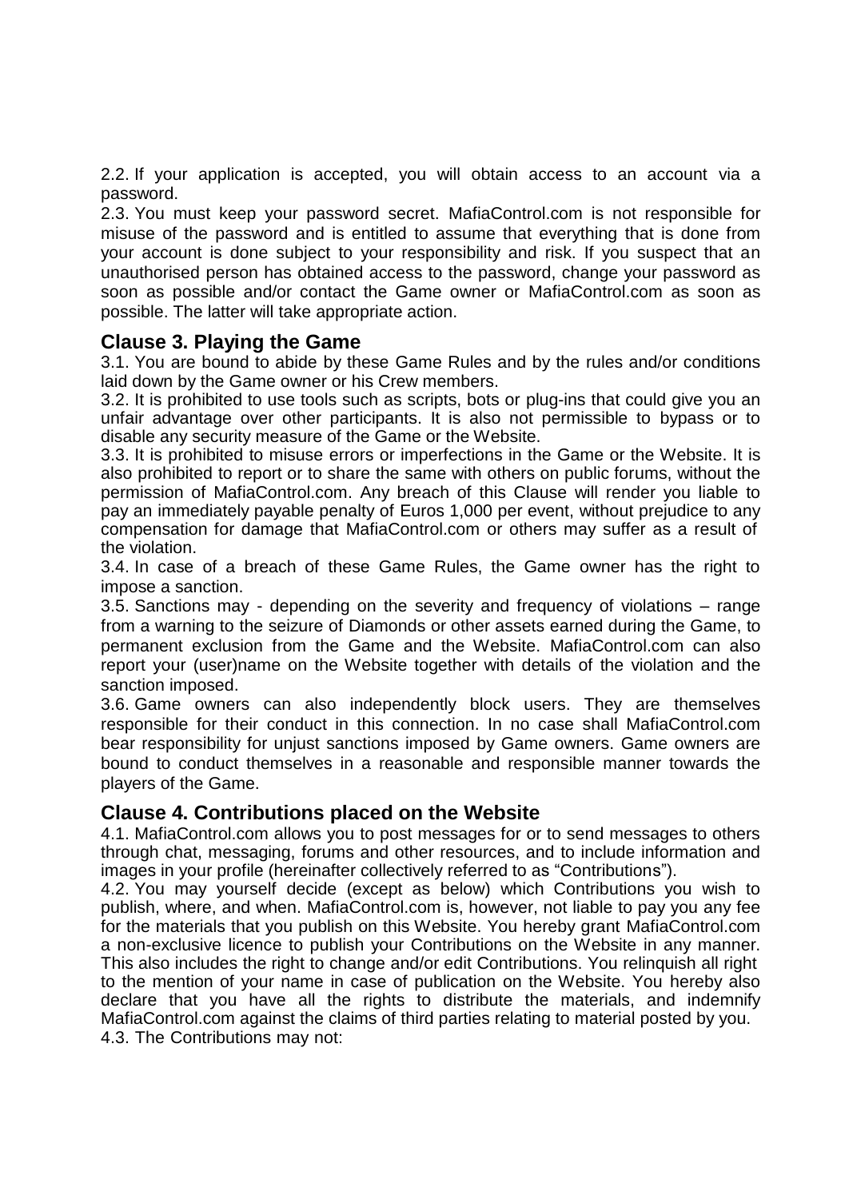2.2. If your application is accepted, you will obtain access to an account via a password.

2.3. You must keep your password secret. MafiaControl.com is not responsible for misuse of the password and is entitled to assume that everything that is done from your account is done subject to your responsibility and risk. If you suspect that an unauthorised person has obtained access to the password, change your password as soon as possible and/or contact the Game owner or MafiaControl.com as soon as possible. The latter will take appropriate action.

## Clause 3. Playing the Game

3.1. You are bound to abide by these Game Rules and by the rules and/or conditions laid down by the Game owner or his Crew members.

3.2. It is prohibited to use tools such as scripts, bots or plug-ins that could give you an unfair advantage over other participants. It is also not permissible to bypass or to disable any security measure of the Game or the Website.

3.3. It is prohibited to misuse errors or imperfections in the Game or the Website. It is also prohibited to report or to share the same with others on public forums, without the permission of MafiaControl.com. Any breach of this Clause will render you liable to pay an immediately payable penalty of Euros 1,000 per event, without prejudice to any compensation for damage that MafiaControl.com or others may suffer as a result of the violation.

3.4. In case of a breach of these Game Rules, the Game owner has the right to impose a sanction.

3.5. Sanctions may - depending on the severity and frequency of violations – range from a warning to the seizure of Diamonds or other assets earned during the Game, to permanent exclusion from the Game and the Website. MafiaControl.com can also report your (user)name on the Website together with details of the violation and the sanction imposed.

3.6. Game owners can also independently block users. They are themselves responsible for their conduct in this connection. In no case shall MafiaControl.com bear responsibility for unjust sanctions imposed by Game owners. Game owners are bound to conduct themselves in a reasonable and responsible manner towards the players of the Game.

## Clause 4. Contributions placed on the Website

4.1. MafiaControl.com allows you to post messages for or to send messages to others through chat, messaging, forums and other resources, and to include information and images in your profile (hereinafter collectively referred to as "Contributions").

4.2. You may yourself decide (except as below) which Contributions you wish to publish, where, and when. MafiaControl.com is, however, not liable to pay you any fee for the materials that you publish on this Website. You hereby grant MafiaControl.com a non-exclusive licence to publish your Contributions on the Website in any manner. This also includes the right to change and/or edit Contributions. You relinquish all right to the mention of your name in case of publication on the Website. You hereby also declare that you have all the rights to distribute the materials, and indemnify MafiaControl.com against the claims of third parties relating to material posted by you.

4.3. The Contributions may not: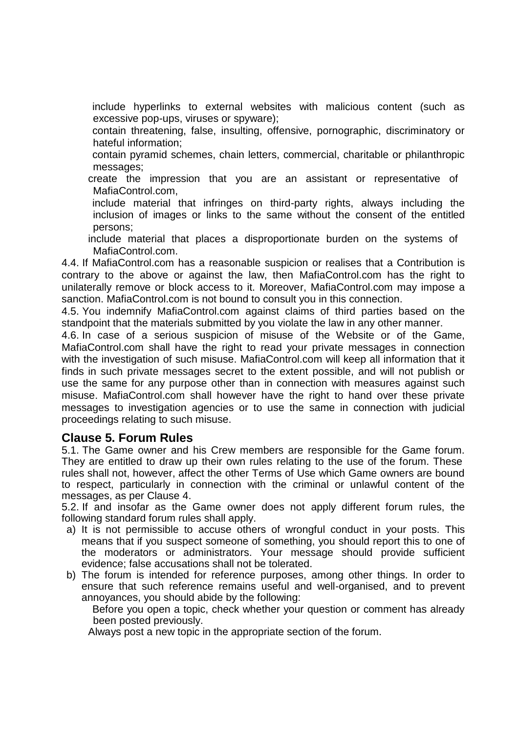- include hyperlinks to external websites with malicious content (such as excessive pop-ups, viruses or spyware);
- contain threatening, false, insulting, offensive, pornographic, discriminatory or hateful information;
- contain pyramid schemes, chain letters, commercial, charitable or philanthropic messages;
- create the impression that you are an assistant or representative of MafiaControl.com,
- include material that infringes on third-party rights, always including the inclusion of images or links to the same without the consent of the entitled persons;
- include material that places a disproportionate burden on the systems of MafiaControl.com.

4.4. If MafiaControl.com has a reasonable suspicion or realises that a Contribution is contrary to the above or against the law, then MafiaControl.com has the right to unilaterally remove or block access to it. Moreover, MafiaControl.com may impose a sanction. MafiaControl.com is not bound to consult you in this connection.

4.5. You indemnify MafiaControl.com against claims of third parties based on the standpoint that the materials submitted by you violate the law in any other manner.

4.6. In case of a serious suspicion of misuse of the Website or of the Game, MafiaControl.com shall have the right to read your private messages in connection with the investigation of such misuse. MafiaControl.com will keep all information that it finds in such private messages secret to the extent possible, and will not publish or use the same for any purpose other than in connection with measures against such misuse. MafiaControl.com shall however have the right to hand over these private messages to investigation agencies or to use the same in connection with judicial proceedings relating to such misuse.

## Clause 5. Forum Rules

5.1. The Game owner and his Crew members are responsible for the Game forum. They are entitled to draw up their own rules relating to the use of the forum. These rules shall not, however, affect the other Terms of Use which Game owners are bound to respect, particularly in connection with the criminal or unlawful content of the messages, as per Clause 4.

5.2. If and insofar as the Game owner does not apply different forum rules, the following standard forum rules shall apply.

a) It is not permissible to accuse others of wrongful conduct in your posts. This means that if you suspect someone of something, you should report this to one of the moderators or administrators. Your message should provide sufficient evidence; false accusations shall not be tolerated.

b) The forum is intended for reference purposes, among other things. In order to ensure that such reference remains useful and well-organised, and to prevent annoyances, you should abide by the following:
   - Before you open a topic, check whether your question or comment has already been posted previously.
   - Always post a new topic in the appropriate section of the forum.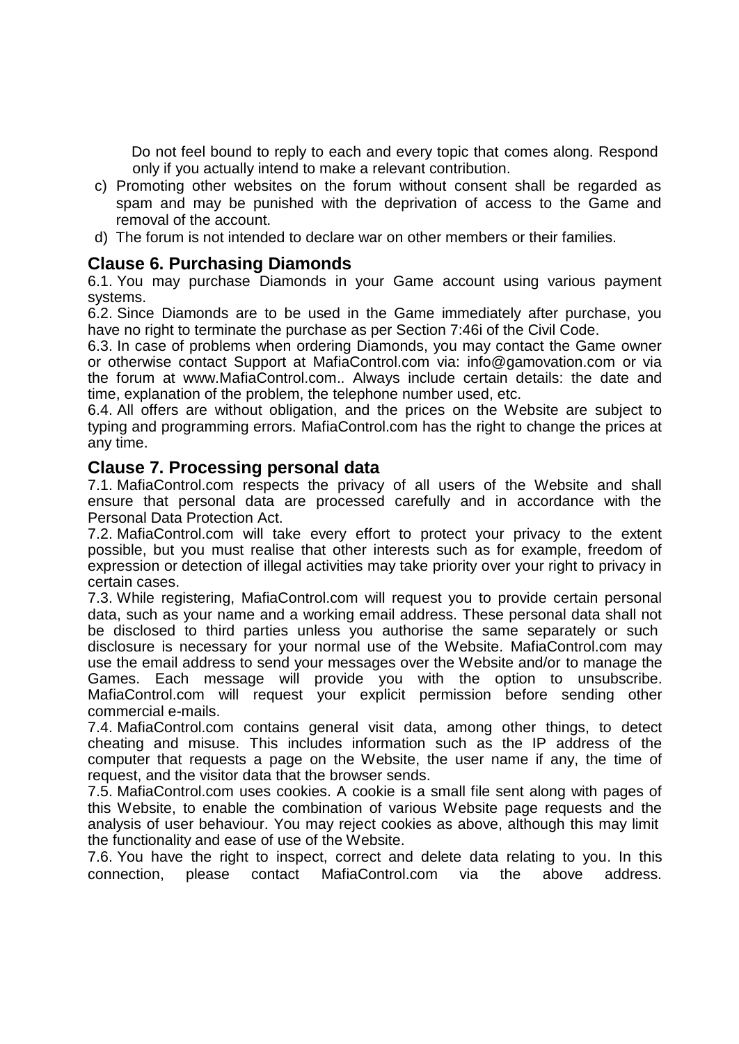Do not feel bound to reply to each and every topic that comes along. Respond only if you actually intend to make a relevant contribution.

c) Promoting other websites on the forum without consent shall be regarded as spam and may be punished with the deprivation of access to the Game and removal of the account.
d) The forum is not intended to declare war on other members or their families.

## Clause 6. Purchasing Diamonds

6.1. You may purchase Diamonds in your Game account using various payment systems.

6.2. Since Diamonds are to be used in the Game immediately after purchase, you have no right to terminate the purchase as per Section 7:46i of the Civil Code.

6.3. In case of problems when ordering Diamonds, you may contact the Game owner or otherwise contact Support at MafiaControl.com via: info@gamovation.com or via the forum at www.MafiaControl.com.. Always include certain details: the date and time, explanation of the problem, the telephone number used, etc.

6.4. All offers are without obligation, and the prices on the Website are subject to typing and programming errors. MafiaControl.com has the right to change the prices at any time.

## Clause 7. Processing personal data

7.1. MafiaControl.com respects the privacy of all users of the Website and shall ensure that personal data are processed carefully and in accordance with the Personal Data Protection Act.

7.2. MafiaControl.com will take every effort to protect your privacy to the extent possible, but you must realise that other interests such as for example, freedom of expression or detection of illegal activities may take priority over your right to privacy in certain cases.

7.3. While registering, MafiaControl.com will request you to provide certain personal data, such as your name and a working email address. These personal data shall not be disclosed to third parties unless you authorise the same separately or such disclosure is necessary for your normal use of the Website. MafiaControl.com may use the email address to send your messages over the Website and/or to manage the Games. Each message will provide you with the option to unsubscribe. MafiaControl.com will request your explicit permission before sending other commercial e-mails.

7.4. MafiaControl.com contains general visit data, among other things, to detect cheating and misuse. This includes information such as the IP address of the computer that requests a page on the Website, the user name if any, the time of request, and the visitor data that the browser sends.

7.5. MafiaControl.com uses cookies. A cookie is a small file sent along with pages of this Website, to enable the combination of various Website page requests and the analysis of user behaviour. You may reject cookies as above, although this may limit the functionality and ease of use of the Website.

7.6. You have the right to inspect, correct and delete data relating to you. In this connection, please contact MafiaControl.com via the above address.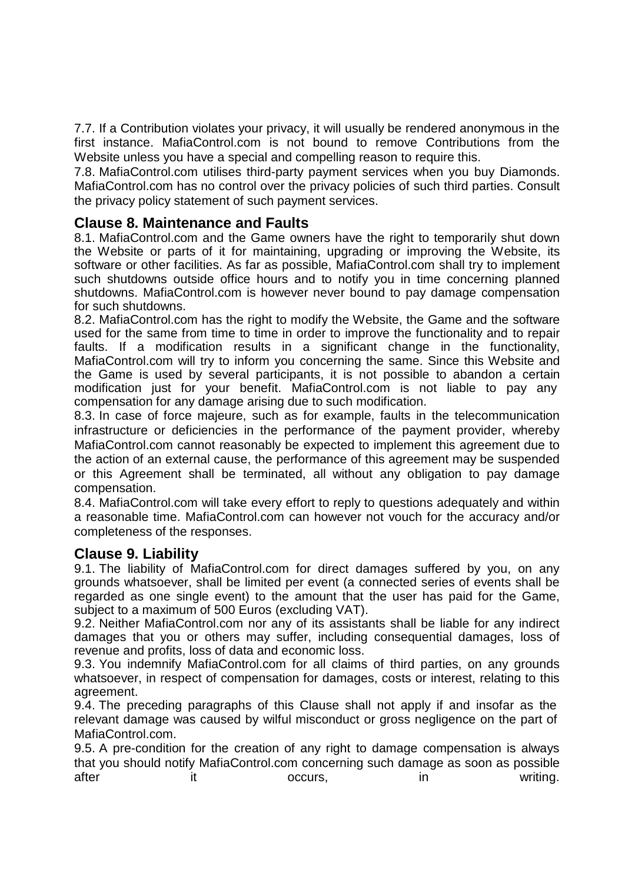7.7. If a Contribution violates your privacy, it will usually be rendered anonymous in the first instance. MafiaControl.com is not bound to remove Contributions from the Website unless you have a special and compelling reason to require this.

7.8. MafiaControl.com utilises third-party payment services when you buy Diamonds. MafiaControl.com has no control over the privacy policies of such third parties. Consult the privacy policy statement of such payment services.

## Clause 8. Maintenance and Faults

8.1. MafiaControl.com and the Game owners have the right to temporarily shut down the Website or parts of it for maintaining, upgrading or improving the Website, its software or other facilities. As far as possible, MafiaControl.com shall try to implement such shutdowns outside office hours and to notify you in time concerning planned shutdowns. MafiaControl.com is however never bound to pay damage compensation for such shutdowns.

8.2. MafiaControl.com has the right to modify the Website, the Game and the software used for the same from time to time in order to improve the functionality and to repair faults. If a modification results in a significant change in the functionality, MafiaControl.com will try to inform you concerning the same. Since this Website and the Game is used by several participants, it is not possible to abandon a certain modification just for your benefit. MafiaControl.com is not liable to pay any compensation for any damage arising due to such modification.

8.3. In case of force majeure, such as for example, faults in the telecommunication infrastructure or deficiencies in the performance of the payment provider, whereby MafiaControl.com cannot reasonably be expected to implement this agreement due to the action of an external cause, the performance of this agreement may be suspended or this Agreement shall be terminated, all without any obligation to pay damage compensation.

8.4. MafiaControl.com will take every effort to reply to questions adequately and within a reasonable time. MafiaControl.com can however not vouch for the accuracy and/or completeness of the responses.

## Clause 9. Liability

9.1. The liability of MafiaControl.com for direct damages suffered by you, on any grounds whatsoever, shall be limited per event (a connected series of events shall be regarded as one single event) to the amount that the user has paid for the Game, subject to a maximum of 500 Euros (excluding VAT).

9.2. Neither MafiaControl.com nor any of its assistants shall be liable for any indirect damages that you or others may suffer, including consequential damages, loss of revenue and profits, loss of data and economic loss.

9.3. You indemnify MafiaControl.com for all claims of third parties, on any grounds whatsoever, in respect of compensation for damages, costs or interest, relating to this agreement.

9.4. The preceding paragraphs of this Clause shall not apply if and insofar as the relevant damage was caused by wilful misconduct or gross negligence on the part of MafiaControl.com.

9.5. A pre-condition for the creation of any right to damage compensation is always that you should notify MafiaControl.com concerning such damage as soon as possible after it occurs, in writing.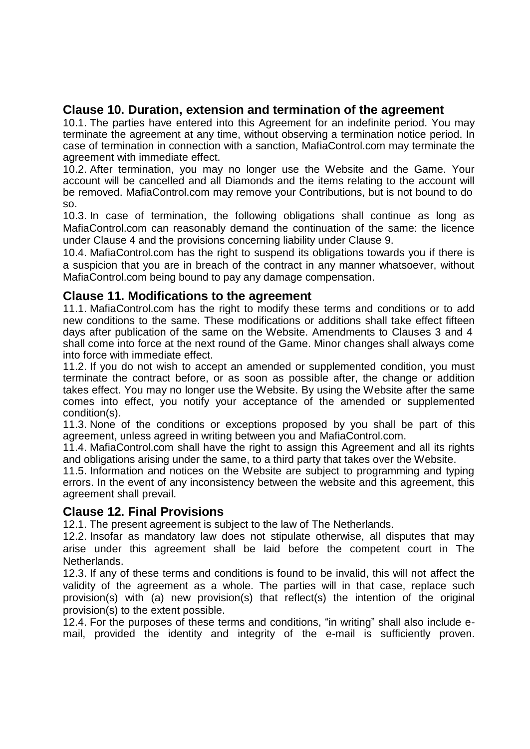## Clause 10. Duration, extension and termination of the agreement

10.1. The parties have entered into this Agreement for an indefinite period. You may terminate the agreement at any time, without observing a termination notice period. In case of termination in connection with a sanction, MafiaControl.com may terminate the agreement with immediate effect.

10.2. After termination, you may no longer use the Website and the Game. Your account will be cancelled and all Diamonds and the items relating to the account will be removed. MafiaControl.com may remove your Contributions, but is not bound to do so.

10.3. In case of termination, the following obligations shall continue as long as MafiaControl.com can reasonably demand the continuation of the same: the licence under Clause 4 and the provisions concerning liability under Clause 9.

10.4. MafiaControl.com has the right to suspend its obligations towards you if there is a suspicion that you are in breach of the contract in any manner whatsoever, without MafiaControl.com being bound to pay any damage compensation.

## Clause 11. Modifications to the agreement

11.1. MafiaControl.com has the right to modify these terms and conditions or to add new conditions to the same. These modifications or additions shall take effect fifteen days after publication of the same on the Website. Amendments to Clauses 3 and 4 shall come into force at the next round of the Game. Minor changes shall always come into force with immediate effect.

11.2. If you do not wish to accept an amended or supplemented condition, you must terminate the contract before, or as soon as possible after, the change or addition takes effect. You may no longer use the Website. By using the Website after the same comes into effect, you notify your acceptance of the amended or supplemented condition(s).

11.3. None of the conditions or exceptions proposed by you shall be part of this agreement, unless agreed in writing between you and MafiaControl.com.

11.4. MafiaControl.com shall have the right to assign this Agreement and all its rights and obligations arising under the same, to a third party that takes over the Website.

11.5. Information and notices on the Website are subject to programming and typing errors. In the event of any inconsistency between the website and this agreement, this agreement shall prevail.

## Clause 12. Final Provisions

12.1. The present agreement is subject to the law of The Netherlands.

12.2. Insofar as mandatory law does not stipulate otherwise, all disputes that may arise under this agreement shall be laid before the competent court in The Netherlands.

12.3. If any of these terms and conditions is found to be invalid, this will not affect the validity of the agreement as a whole. The parties will in that case, replace such provision(s) with (a) new provision(s) that reflect(s) the intention of the original provision(s) to the extent possible.

12.4. For the purposes of these terms and conditions, "in writing" shall also include e-mail, provided the identity and integrity of the e-mail is sufficiently proven.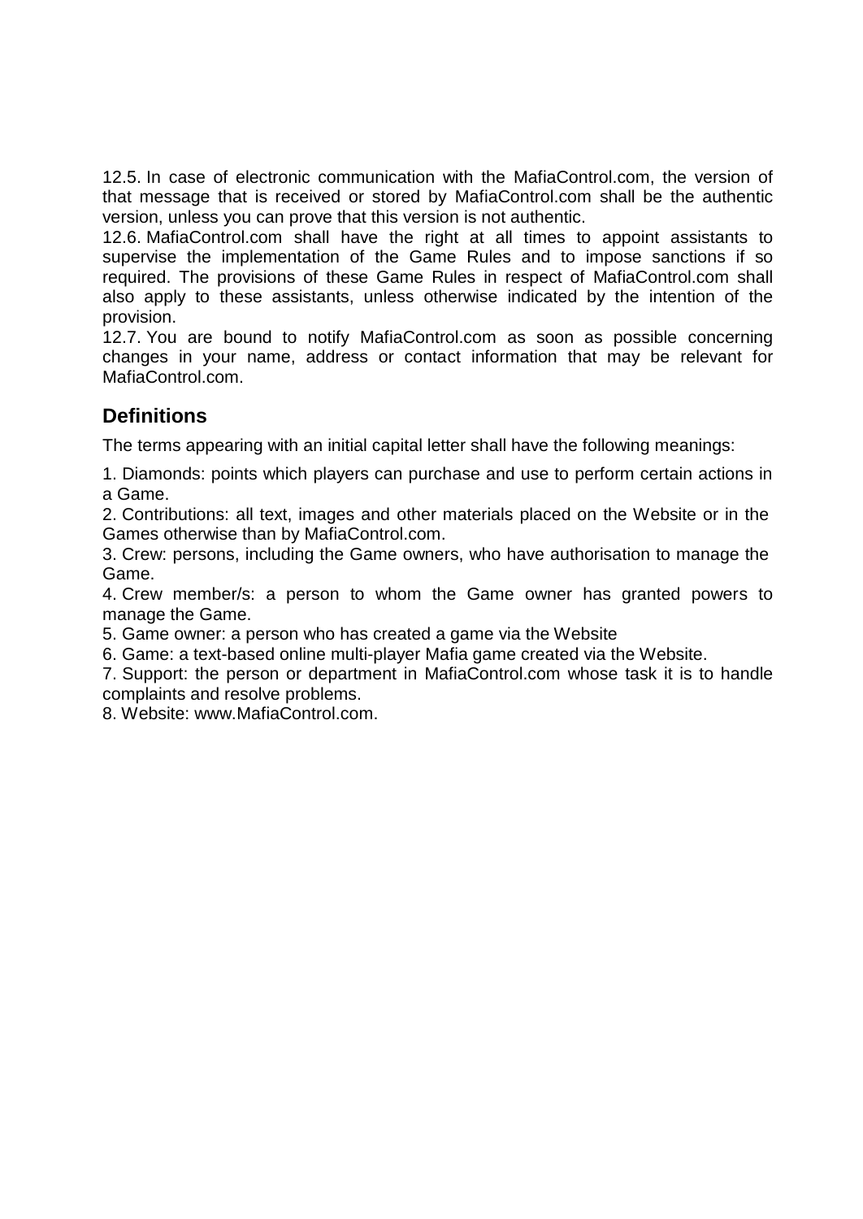12.5. In case of electronic communication with the MafiaControl.com, the version of that message that is received or stored by MafiaControl.com shall be the authentic version, unless you can prove that this version is not authentic.

12.6. MafiaControl.com shall have the right at all times to appoint assistants to supervise the implementation of the Game Rules and to impose sanctions if so required. The provisions of these Game Rules in respect of MafiaControl.com shall also apply to these assistants, unless otherwise indicated by the intention of the provision.

12.7. You are bound to notify MafiaControl.com as soon as possible concerning changes in your name, address or contact information that may be relevant for MafiaControl.com.

## Definitions

The terms appearing with an initial capital letter shall have the following meanings:

1. Diamonds: points which players can purchase and use to perform certain actions in a Game.
2. Contributions: all text, images and other materials placed on the Website or in the Games otherwise than by MafiaControl.com.
3. Crew: persons, including the Game owners, who have authorisation to manage the Game.
4. Crew member/s: a person to whom the Game owner has granted powers to manage the Game.
5. Game owner: a person who has created a game via the Website
6. Game: a text-based online multi-player Mafia game created via the Website.
7. Support: the person or department in MafiaControl.com whose task it is to handle complaints and resolve problems.
8. Website: www.MafiaControl.com.